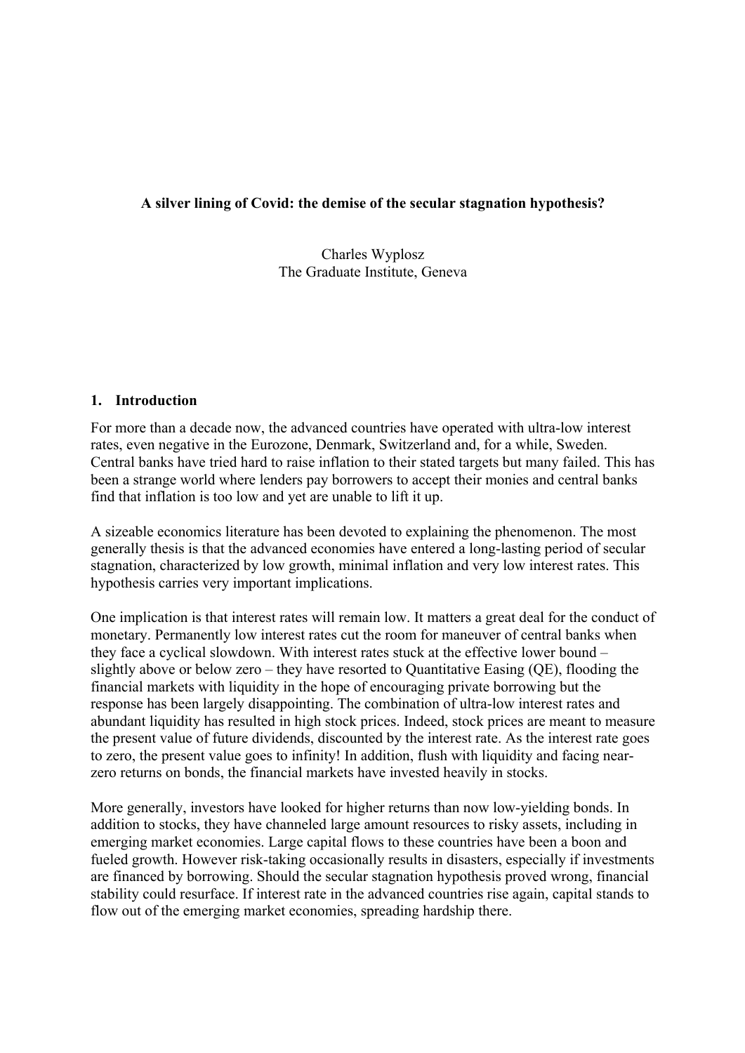**A silver lining of Covid: the demise of the secular stagnation hypothesis?**

Charles Wyplosz
The Graduate Institute, Geneva

## 1. Introduction

For more than a decade now, the advanced countries have operated with ultra-low interest rates, even negative in the Eurozone, Denmark, Switzerland and, for a while, Sweden. Central banks have tried hard to raise inflation to their stated targets but many failed. This has been a strange world where lenders pay borrowers to accept their monies and central banks find that inflation is too low and yet are unable to lift it up.

A sizeable economics literature has been devoted to explaining the phenomenon. The most generally thesis is that the advanced economies have entered a long-lasting period of secular stagnation, characterized by low growth, minimal inflation and very low interest rates. This hypothesis carries very important implications.

One implication is that interest rates will remain low. It matters a great deal for the conduct of monetary. Permanently low interest rates cut the room for maneuver of central banks when they face a cyclical slowdown. With interest rates stuck at the effective lower bound – slightly above or below zero – they have resorted to Quantitative Easing (QE), flooding the financial markets with liquidity in the hope of encouraging private borrowing but the response has been largely disappointing. The combination of ultra-low interest rates and abundant liquidity has resulted in high stock prices. Indeed, stock prices are meant to measure the present value of future dividends, discounted by the interest rate. As the interest rate goes to zero, the present value goes to infinity! In addition, flush with liquidity and facing near-zero returns on bonds, the financial markets have invested heavily in stocks.

More generally, investors have looked for higher returns than now low-yielding bonds. In addition to stocks, they have channeled large amount resources to risky assets, including in emerging market economies. Large capital flows to these countries have been a boon and fueled growth. However risk-taking occasionally results in disasters, especially if investments are financed by borrowing. Should the secular stagnation hypothesis proved wrong, financial stability could resurface. If interest rate in the advanced countries rise again, capital stands to flow out of the emerging market economies, spreading hardship there.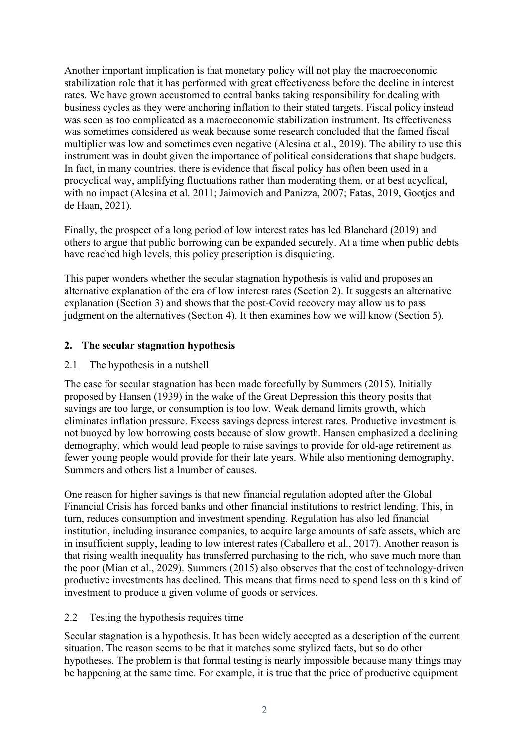Another important implication is that monetary policy will not play the macroeconomic stabilization role that it has performed with great effectiveness before the decline in interest rates. We have grown accustomed to central banks taking responsibility for dealing with business cycles as they were anchoring inflation to their stated targets. Fiscal policy instead was seen as too complicated as a macroeconomic stabilization instrument. Its effectiveness was sometimes considered as weak because some research concluded that the famed fiscal multiplier was low and sometimes even negative (Alesina et al., 2019). The ability to use this instrument was in doubt given the importance of political considerations that shape budgets. In fact, in many countries, there is evidence that fiscal policy has often been used in a procyclical way, amplifying fluctuations rather than moderating them, or at best acyclical, with no impact (Alesina et al. 2011; Jaimovich and Panizza, 2007; Fatas, 2019, Gootjes and de Haan, 2021).

Finally, the prospect of a long period of low interest rates has led Blanchard (2019) and others to argue that public borrowing can be expanded securely. At a time when public debts have reached high levels, this policy prescription is disquieting.

This paper wonders whether the secular stagnation hypothesis is valid and proposes an alternative explanation of the era of low interest rates (Section 2). It suggests an alternative explanation (Section 3) and shows that the post-Covid recovery may allow us to pass judgment on the alternatives (Section 4). It then examines how we will know (Section 5).

## 2. The secular stagnation hypothesis

### 2.1 The hypothesis in a nutshell

The case for secular stagnation has been made forcefully by Summers (2015). Initially proposed by Hansen (1939) in the wake of the Great Depression this theory posits that savings are too large, or consumption is too low. Weak demand limits growth, which eliminates inflation pressure. Excess savings depress interest rates. Productive investment is not buoyed by low borrowing costs because of slow growth. Hansen emphasized a declining demography, which would lead people to raise savings to provide for old-age retirement as fewer young people would provide for their late years. While also mentioning demography, Summers and others list a lnumber of causes.

One reason for higher savings is that new financial regulation adopted after the Global Financial Crisis has forced banks and other financial institutions to restrict lending. This, in turn, reduces consumption and investment spending. Regulation has also led financial institution, including insurance companies, to acquire large amounts of safe assets, which are in insufficient supply, leading to low interest rates (Caballero et al., 2017). Another reason is that rising wealth inequality has transferred purchasing to the rich, who save much more than the poor (Mian et al., 2029). Summers (2015) also observes that the cost of technology-driven productive investments has declined. This means that firms need to spend less on this kind of investment to produce a given volume of goods or services.

### 2.2 Testing the hypothesis requires time

Secular stagnation is a hypothesis. It has been widely accepted as a description of the current situation. The reason seems to be that it matches some stylized facts, but so do other hypotheses. The problem is that formal testing is nearly impossible because many things may be happening at the same time. For example, it is true that the price of productive equipment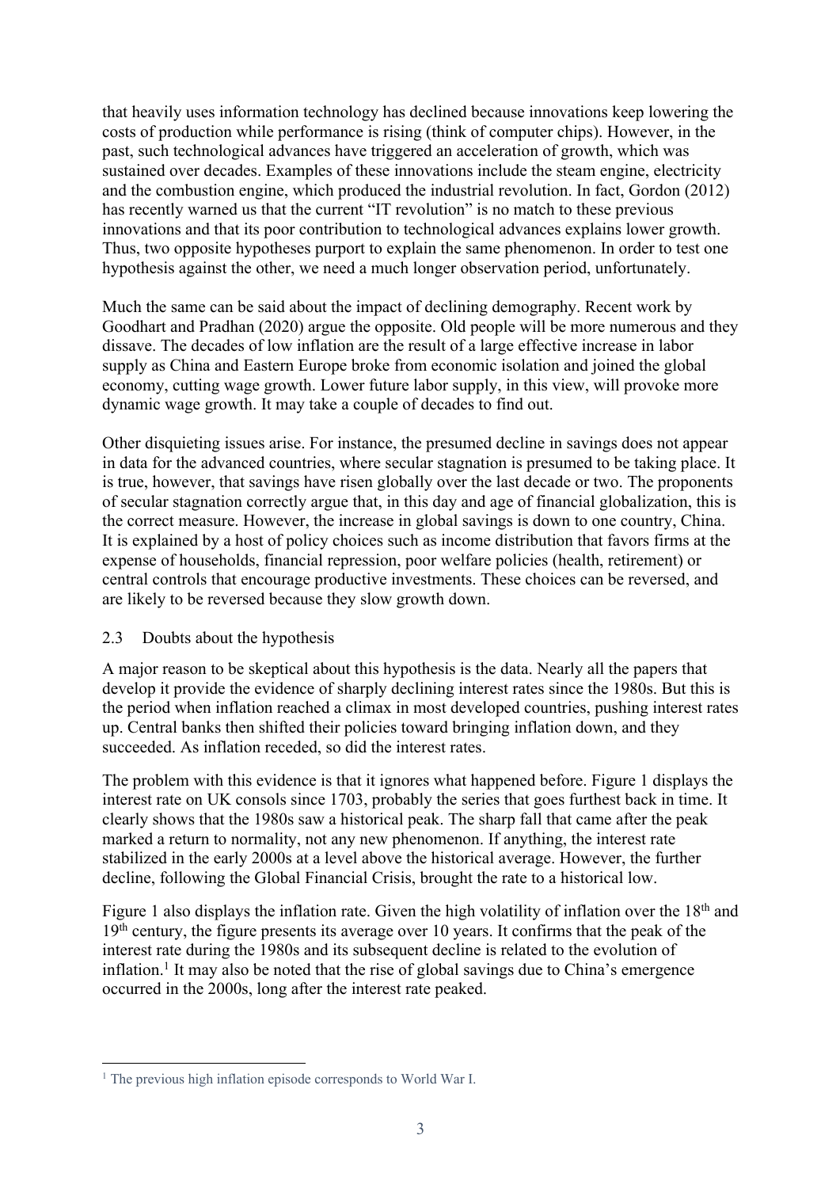that heavily uses information technology has declined because innovations keep lowering the costs of production while performance is rising (think of computer chips). However, in the past, such technological advances have triggered an acceleration of growth, which was sustained over decades. Examples of these innovations include the steam engine, electricity and the combustion engine, which produced the industrial revolution. In fact, Gordon (2012) has recently warned us that the current "IT revolution" is no match to these previous innovations and that its poor contribution to technological advances explains lower growth. Thus, two opposite hypotheses purport to explain the same phenomenon. In order to test one hypothesis against the other, we need a much longer observation period, unfortunately.

Much the same can be said about the impact of declining demography. Recent work by Goodhart and Pradhan (2020) argue the opposite. Old people will be more numerous and they dissave. The decades of low inflation are the result of a large effective increase in labor supply as China and Eastern Europe broke from economic isolation and joined the global economy, cutting wage growth. Lower future labor supply, in this view, will provoke more dynamic wage growth. It may take a couple of decades to find out.

Other disquieting issues arise. For instance, the presumed decline in savings does not appear in data for the advanced countries, where secular stagnation is presumed to be taking place. It is true, however, that savings have risen globally over the last decade or two. The proponents of secular stagnation correctly argue that, in this day and age of financial globalization, this is the correct measure. However, the increase in global savings is down to one country, China. It is explained by a host of policy choices such as income distribution that favors firms at the expense of households, financial repression, poor welfare policies (health, retirement) or central controls that encourage productive investments. These choices can be reversed, and are likely to be reversed because they slow growth down.

### 2.3 Doubts about the hypothesis

A major reason to be skeptical about this hypothesis is the data. Nearly all the papers that develop it provide the evidence of sharply declining interest rates since the 1980s. But this is the period when inflation reached a climax in most developed countries, pushing interest rates up. Central banks then shifted their policies toward bringing inflation down, and they succeeded. As inflation receded, so did the interest rates.

The problem with this evidence is that it ignores what happened before. Figure 1 displays the interest rate on UK consols since 1703, probably the series that goes furthest back in time. It clearly shows that the 1980s saw a historical peak. The sharp fall that came after the peak marked a return to normality, not any new phenomenon. If anything, the interest rate stabilized in the early 2000s at a level above the historical average. However, the further decline, following the Global Financial Crisis, brought the rate to a historical low.

Figure 1 also displays the inflation rate. Given the high volatility of inflation over the 18th and 19th century, the figure presents its average over 10 years. It confirms that the peak of the interest rate during the 1980s and its subsequent decline is related to the evolution of inflation.[1] It may also be noted that the rise of global savings due to China's emergence occurred in the 2000s, long after the interest rate peaked.

[1] The previous high inflation episode corresponds to World War I.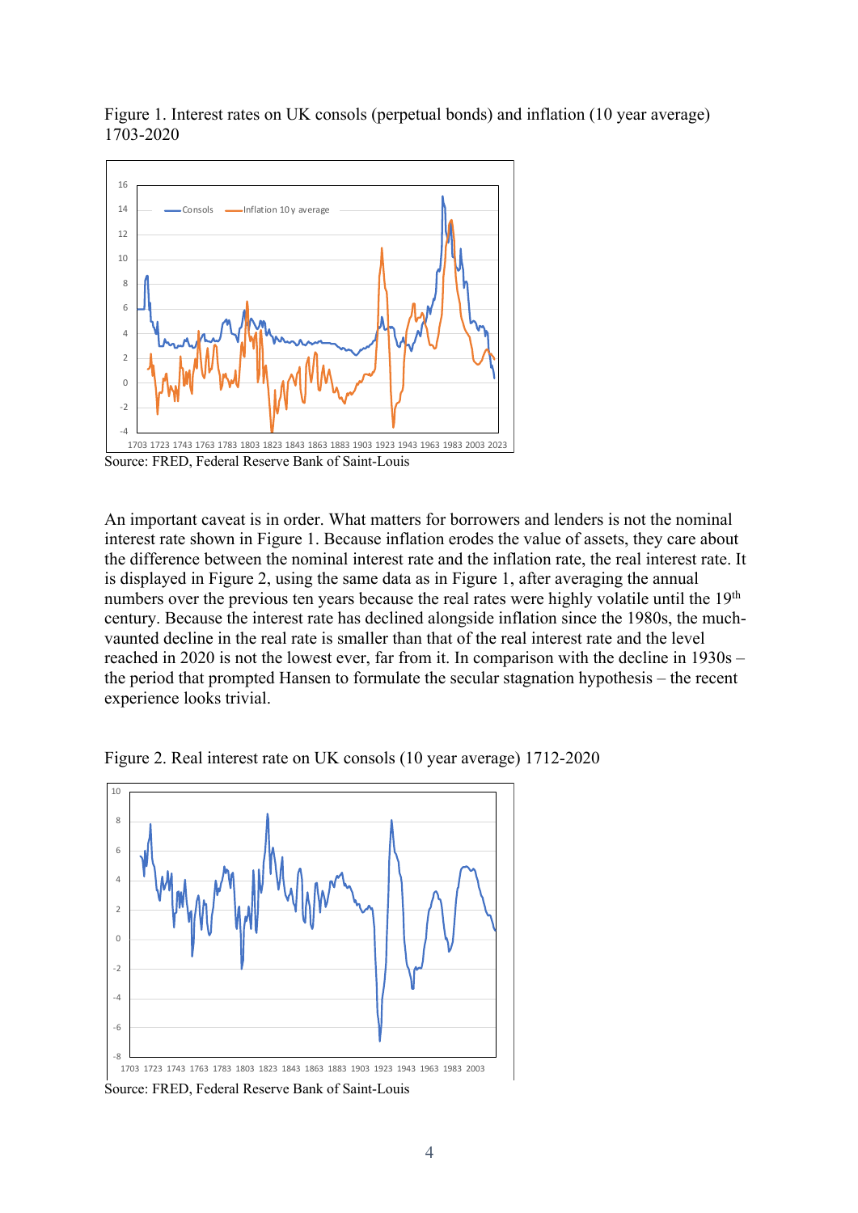Figure 1. Interest rates on UK consols (perpetual bonds) and inflation (10 year average) 1703-2020

Source: FRED, Federal Reserve Bank of Saint-Louis

An important caveat is in order. What matters for borrowers and lenders is not the nominal interest rate shown in Figure 1. Because inflation erodes the value of assets, they care about the difference between the nominal interest rate and the inflation rate, the real interest rate. It is displayed in Figure 2, using the same data as in Figure 1, after averaging the annual numbers over the previous ten years because the real rates were highly volatile until the 19th century. Because the interest rate has declined alongside inflation since the 1980s, the much-vaunted decline in the real rate is smaller than that of the real interest rate and the level reached in 2020 is not the lowest ever, far from it. In comparison with the decline in 1930s – the period that prompted Hansen to formulate the secular stagnation hypothesis – the recent experience looks trivial.

Figure 2. Real interest rate on UK consols (10 year average) 1712-2020

Source: FRED, Federal Reserve Bank of Saint-Louis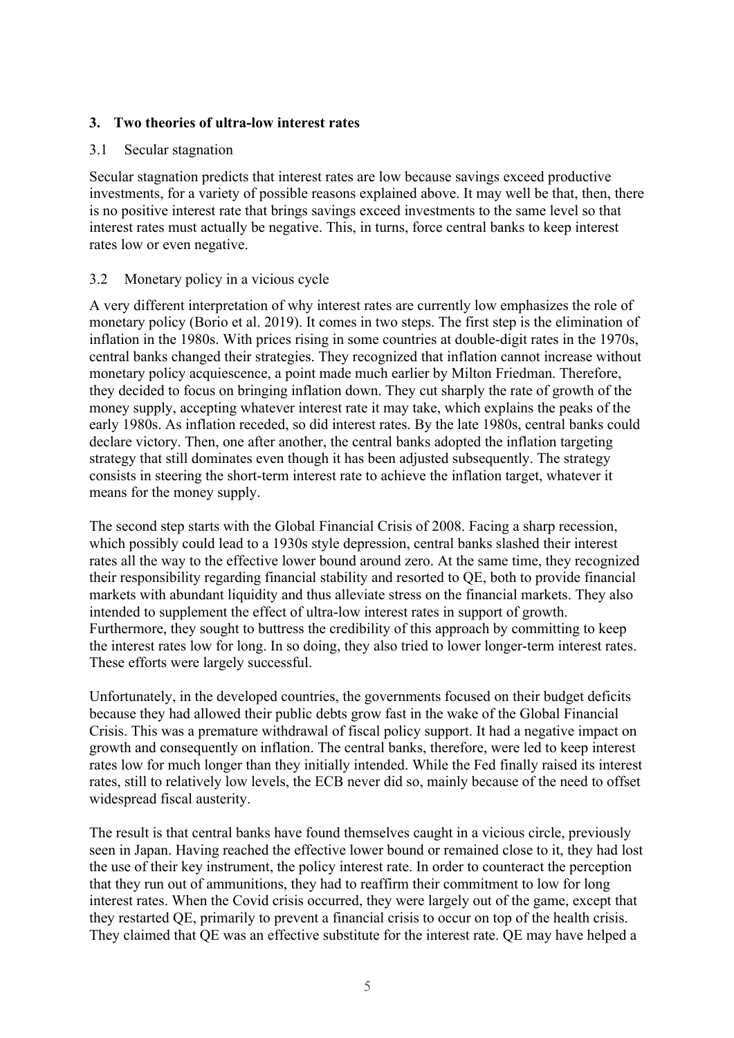## 3. Two theories of ultra-low interest rates

### 3.1 Secular stagnation

Secular stagnation predicts that interest rates are low because savings exceed productive investments, for a variety of possible reasons explained above. It may well be that, then, there is no positive interest rate that brings savings exceed investments to the same level so that interest rates must actually be negative. This, in turns, force central banks to keep interest rates low or even negative.

### 3.2 Monetary policy in a vicious cycle

A very different interpretation of why interest rates are currently low emphasizes the role of monetary policy (Borio et al. 2019). It comes in two steps. The first step is the elimination of inflation in the 1980s. With prices rising in some countries at double-digit rates in the 1970s, central banks changed their strategies. They recognized that inflation cannot increase without monetary policy acquiescence, a point made much earlier by Milton Friedman. Therefore, they decided to focus on bringing inflation down. They cut sharply the rate of growth of the money supply, accepting whatever interest rate it may take, which explains the peaks of the early 1980s. As inflation receded, so did interest rates. By the late 1980s, central banks could declare victory. Then, one after another, the central banks adopted the inflation targeting strategy that still dominates even though it has been adjusted subsequently. The strategy consists in steering the short-term interest rate to achieve the inflation target, whatever it means for the money supply.

The second step starts with the Global Financial Crisis of 2008. Facing a sharp recession, which possibly could lead to a 1930s style depression, central banks slashed their interest rates all the way to the effective lower bound around zero. At the same time, they recognized their responsibility regarding financial stability and resorted to QE, both to provide financial markets with abundant liquidity and thus alleviate stress on the financial markets. They also intended to supplement the effect of ultra-low interest rates in support of growth. Furthermore, they sought to buttress the credibility of this approach by committing to keep the interest rates low for long. In so doing, they also tried to lower longer-term interest rates. These efforts were largely successful.

Unfortunately, in the developed countries, the governments focused on their budget deficits because they had allowed their public debts grow fast in the wake of the Global Financial Crisis. This was a premature withdrawal of fiscal policy support. It had a negative impact on growth and consequently on inflation. The central banks, therefore, were led to keep interest rates low for much longer than they initially intended. While the Fed finally raised its interest rates, still to relatively low levels, the ECB never did so, mainly because of the need to offset widespread fiscal austerity.

The result is that central banks have found themselves caught in a vicious circle, previously seen in Japan. Having reached the effective lower bound or remained close to it, they had lost the use of their key instrument, the policy interest rate. In order to counteract the perception that they run out of ammunitions, they had to reaffirm their commitment to low for long interest rates. When the Covid crisis occurred, they were largely out of the game, except that they restarted QE, primarily to prevent a financial crisis to occur on top of the health crisis. They claimed that QE was an effective substitute for the interest rate. QE may have helped a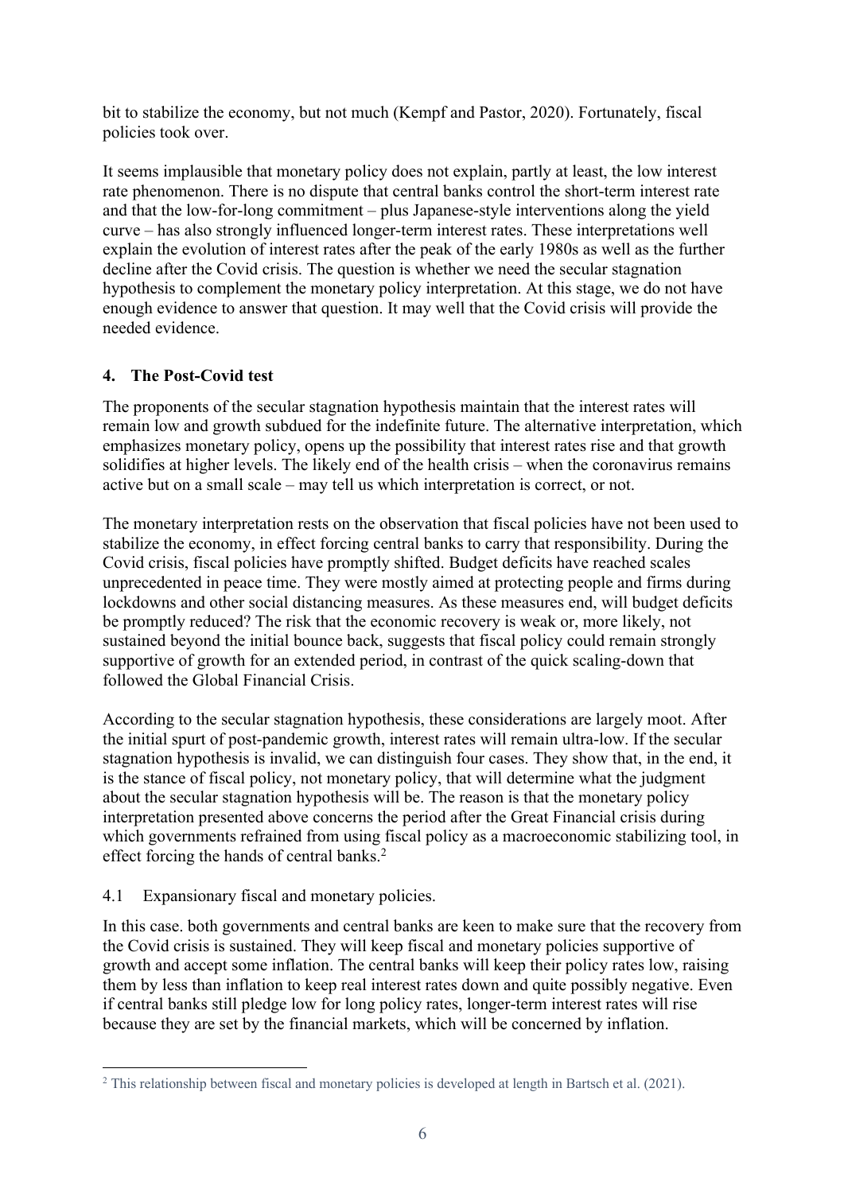bit to stabilize the economy, but not much (Kempf and Pastor, 2020). Fortunately, fiscal policies took over.

It seems implausible that monetary policy does not explain, partly at least, the low interest rate phenomenon. There is no dispute that central banks control the short-term interest rate and that the low-for-long commitment – plus Japanese-style interventions along the yield curve – has also strongly influenced longer-term interest rates. These interpretations well explain the evolution of interest rates after the peak of the early 1980s as well as the further decline after the Covid crisis. The question is whether we need the secular stagnation hypothesis to complement the monetary policy interpretation. At this stage, we do not have enough evidence to answer that question. It may well that the Covid crisis will provide the needed evidence.

## 4. The Post-Covid test

The proponents of the secular stagnation hypothesis maintain that the interest rates will remain low and growth subdued for the indefinite future. The alternative interpretation, which emphasizes monetary policy, opens up the possibility that interest rates rise and that growth solidifies at higher levels. The likely end of the health crisis – when the coronavirus remains active but on a small scale – may tell us which interpretation is correct, or not.

The monetary interpretation rests on the observation that fiscal policies have not been used to stabilize the economy, in effect forcing central banks to carry that responsibility. During the Covid crisis, fiscal policies have promptly shifted. Budget deficits have reached scales unprecedented in peace time. They were mostly aimed at protecting people and firms during lockdowns and other social distancing measures. As these measures end, will budget deficits be promptly reduced? The risk that the economic recovery is weak or, more likely, not sustained beyond the initial bounce back, suggests that fiscal policy could remain strongly supportive of growth for an extended period, in contrast of the quick scaling-down that followed the Global Financial Crisis.

According to the secular stagnation hypothesis, these considerations are largely moot. After the initial spurt of post-pandemic growth, interest rates will remain ultra-low. If the secular stagnation hypothesis is invalid, we can distinguish four cases. They show that, in the end, it is the stance of fiscal policy, not monetary policy, that will determine what the judgment about the secular stagnation hypothesis will be. The reason is that the monetary policy interpretation presented above concerns the period after the Great Financial crisis during which governments refrained from using fiscal policy as a macroeconomic stabilizing tool, in effect forcing the hands of central banks.[2]

### 4.1 Expansionary fiscal and monetary policies.

In this case. both governments and central banks are keen to make sure that the recovery from the Covid crisis is sustained. They will keep fiscal and monetary policies supportive of growth and accept some inflation. The central banks will keep their policy rates low, raising them by less than inflation to keep real interest rates down and quite possibly negative. Even if central banks still pledge low for long policy rates, longer-term interest rates will rise because they are set by the financial markets, which will be concerned by inflation.

[2] This relationship between fiscal and monetary policies is developed at length in Bartsch et al. (2021).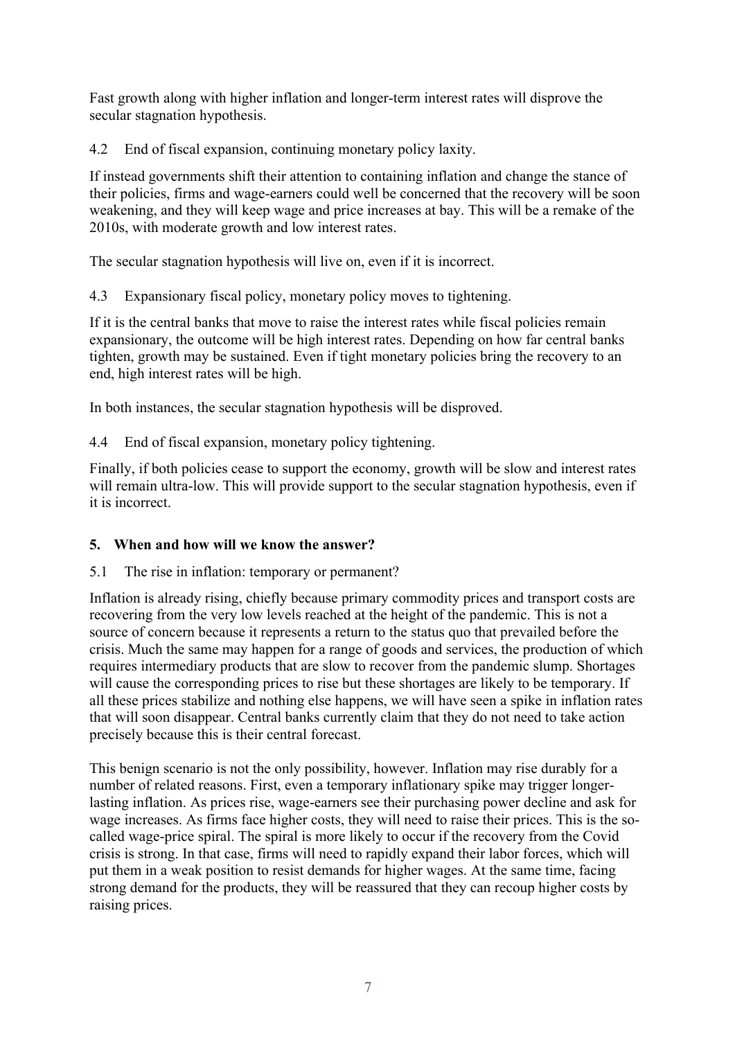Fast growth along with higher inflation and longer-term interest rates will disprove the secular stagnation hypothesis.

### 4.2 End of fiscal expansion, continuing monetary policy laxity.

If instead governments shift their attention to containing inflation and change the stance of their policies, firms and wage-earners could well be concerned that the recovery will be soon weakening, and they will keep wage and price increases at bay. This will be a remake of the 2010s, with moderate growth and low interest rates.

The secular stagnation hypothesis will live on, even if it is incorrect.

### 4.3 Expansionary fiscal policy, monetary policy moves to tightening.

If it is the central banks that move to raise the interest rates while fiscal policies remain expansionary, the outcome will be high interest rates. Depending on how far central banks tighten, growth may be sustained. Even if tight monetary policies bring the recovery to an end, high interest rates will be high.

In both instances, the secular stagnation hypothesis will be disproved.

### 4.4 End of fiscal expansion, monetary policy tightening.

Finally, if both policies cease to support the economy, growth will be slow and interest rates will remain ultra-low. This will provide support to the secular stagnation hypothesis, even if it is incorrect.

## 5. When and how will we know the answer?

### 5.1 The rise in inflation: temporary or permanent?

Inflation is already rising, chiefly because primary commodity prices and transport costs are recovering from the very low levels reached at the height of the pandemic. This is not a source of concern because it represents a return to the status quo that prevailed before the crisis. Much the same may happen for a range of goods and services, the production of which requires intermediary products that are slow to recover from the pandemic slump. Shortages will cause the corresponding prices to rise but these shortages are likely to be temporary. If all these prices stabilize and nothing else happens, we will have seen a spike in inflation rates that will soon disappear. Central banks currently claim that they do not need to take action precisely because this is their central forecast.

This benign scenario is not the only possibility, however. Inflation may rise durably for a number of related reasons. First, even a temporary inflationary spike may trigger longer-lasting inflation. As prices rise, wage-earners see their purchasing power decline and ask for wage increases. As firms face higher costs, they will need to raise their prices. This is the so-called wage-price spiral. The spiral is more likely to occur if the recovery from the Covid crisis is strong. In that case, firms will need to rapidly expand their labor forces, which will put them in a weak position to resist demands for higher wages. At the same time, facing strong demand for the products, they will be reassured that they can recoup higher costs by raising prices.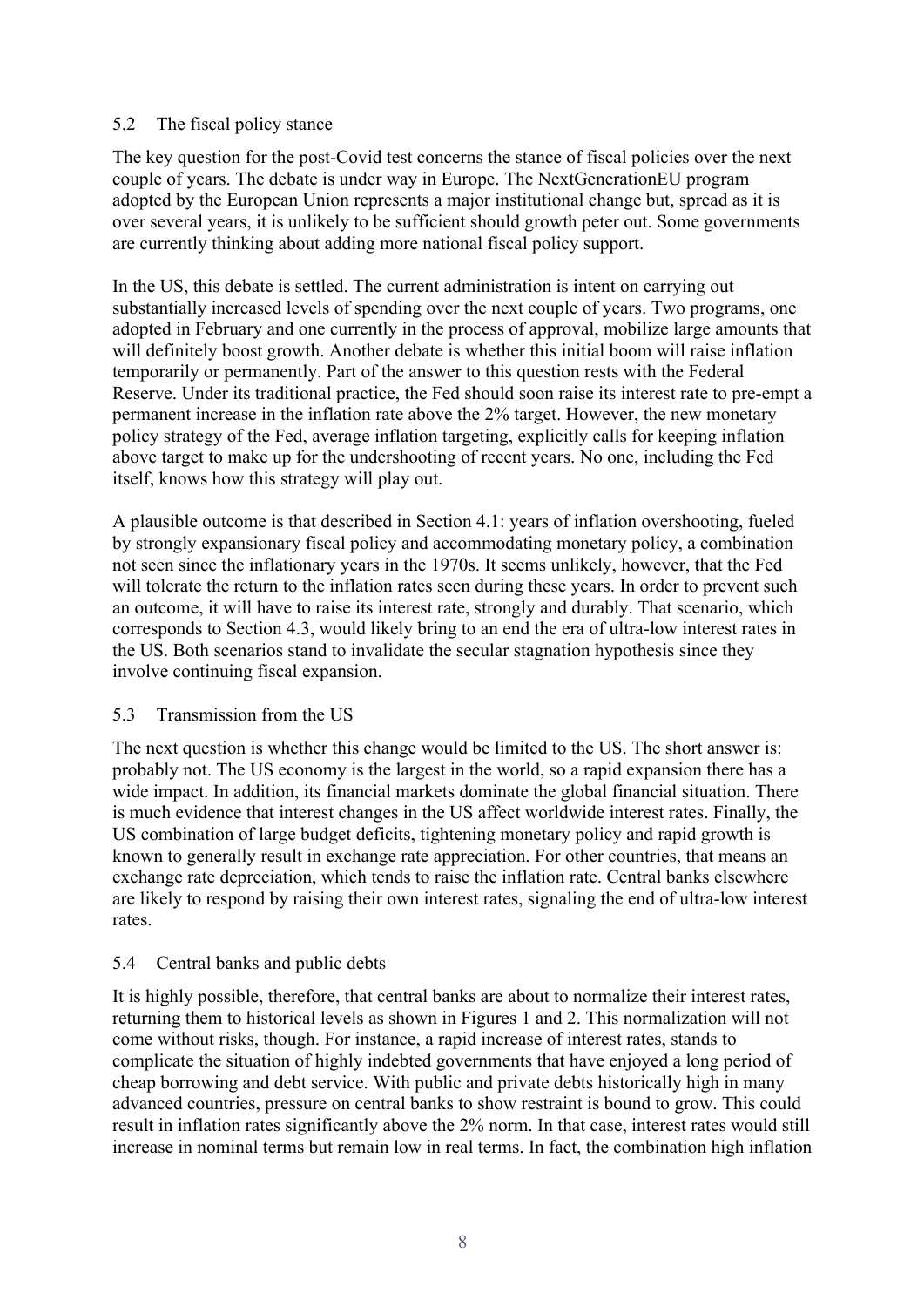### 5.2 The fiscal policy stance

The key question for the post-Covid test concerns the stance of fiscal policies over the next couple of years. The debate is under way in Europe. The NextGenerationEU program adopted by the European Union represents a major institutional change but, spread as it is over several years, it is unlikely to be sufficient should growth peter out. Some governments are currently thinking about adding more national fiscal policy support.

In the US, this debate is settled. The current administration is intent on carrying out substantially increased levels of spending over the next couple of years. Two programs, one adopted in February and one currently in the process of approval, mobilize large amounts that will definitely boost growth. Another debate is whether this initial boom will raise inflation temporarily or permanently. Part of the answer to this question rests with the Federal Reserve. Under its traditional practice, the Fed should soon raise its interest rate to pre-empt a permanent increase in the inflation rate above the 2% target. However, the new monetary policy strategy of the Fed, average inflation targeting, explicitly calls for keeping inflation above target to make up for the undershooting of recent years. No one, including the Fed itself, knows how this strategy will play out.

A plausible outcome is that described in Section 4.1: years of inflation overshooting, fueled by strongly expansionary fiscal policy and accommodating monetary policy, a combination not seen since the inflationary years in the 1970s. It seems unlikely, however, that the Fed will tolerate the return to the inflation rates seen during these years. In order to prevent such an outcome, it will have to raise its interest rate, strongly and durably. That scenario, which corresponds to Section 4.3, would likely bring to an end the era of ultra-low interest rates in the US. Both scenarios stand to invalidate the secular stagnation hypothesis since they involve continuing fiscal expansion.

### 5.3 Transmission from the US

The next question is whether this change would be limited to the US. The short answer is: probably not. The US economy is the largest in the world, so a rapid expansion there has a wide impact. In addition, its financial markets dominate the global financial situation. There is much evidence that interest changes in the US affect worldwide interest rates. Finally, the US combination of large budget deficits, tightening monetary policy and rapid growth is known to generally result in exchange rate appreciation. For other countries, that means an exchange rate depreciation, which tends to raise the inflation rate. Central banks elsewhere are likely to respond by raising their own interest rates, signaling the end of ultra-low interest rates.

### 5.4 Central banks and public debts

It is highly possible, therefore, that central banks are about to normalize their interest rates, returning them to historical levels as shown in Figures 1 and 2. This normalization will not come without risks, though. For instance, a rapid increase of interest rates, stands to complicate the situation of highly indebted governments that have enjoyed a long period of cheap borrowing and debt service. With public and private debts historically high in many advanced countries, pressure on central banks to show restraint is bound to grow. This could result in inflation rates significantly above the 2% norm. In that case, interest rates would still increase in nominal terms but remain low in real terms. In fact, the combination high inflation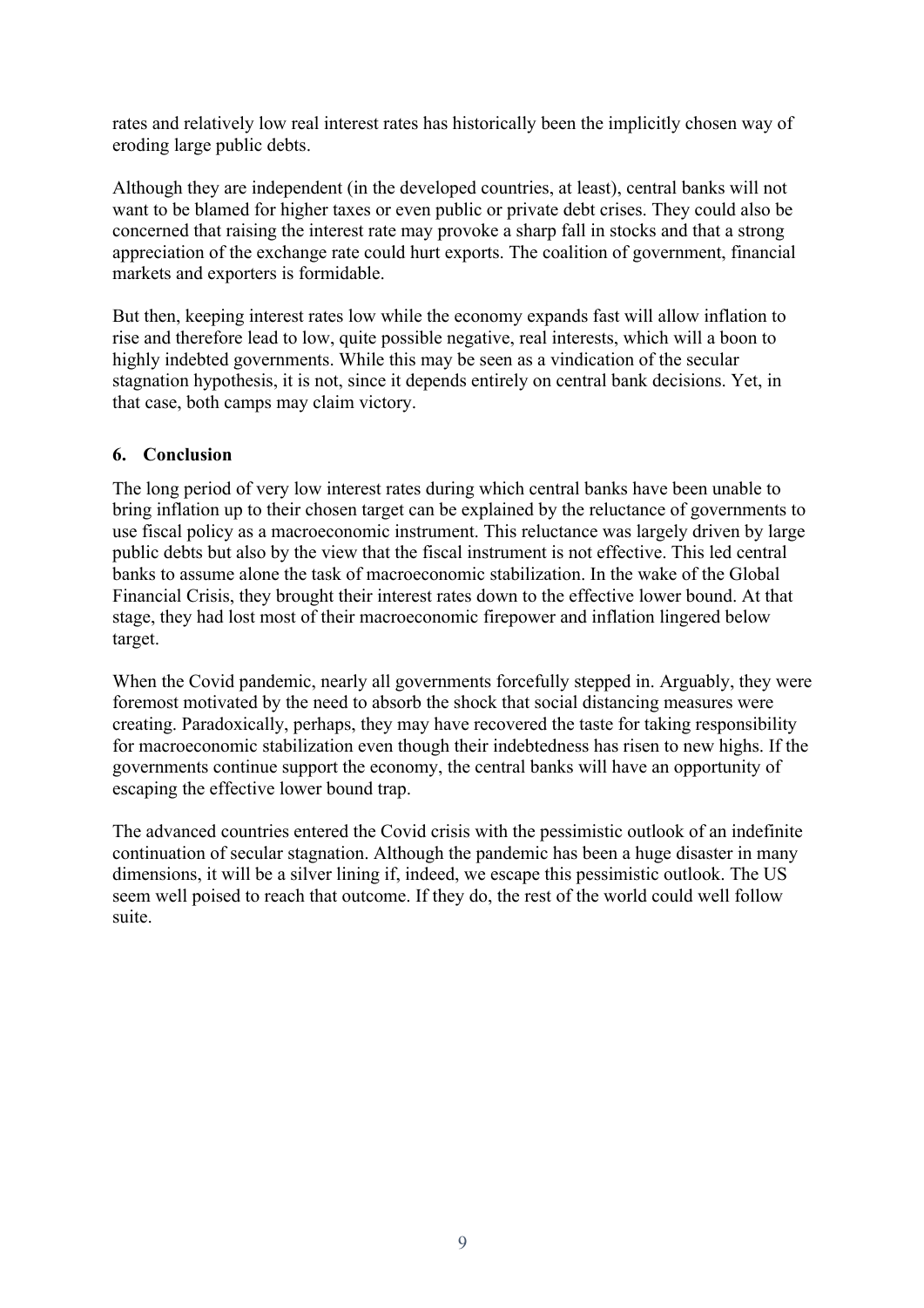rates and relatively low real interest rates has historically been the implicitly chosen way of eroding large public debts.

Although they are independent (in the developed countries, at least), central banks will not want to be blamed for higher taxes or even public or private debt crises. They could also be concerned that raising the interest rate may provoke a sharp fall in stocks and that a strong appreciation of the exchange rate could hurt exports. The coalition of government, financial markets and exporters is formidable.

But then, keeping interest rates low while the economy expands fast will allow inflation to rise and therefore lead to low, quite possible negative, real interests, which will a boon to highly indebted governments. While this may be seen as a vindication of the secular stagnation hypothesis, it is not, since it depends entirely on central bank decisions. Yet, in that case, both camps may claim victory.

## 6. Conclusion

The long period of very low interest rates during which central banks have been unable to bring inflation up to their chosen target can be explained by the reluctance of governments to use fiscal policy as a macroeconomic instrument. This reluctance was largely driven by large public debts but also by the view that the fiscal instrument is not effective. This led central banks to assume alone the task of macroeconomic stabilization. In the wake of the Global Financial Crisis, they brought their interest rates down to the effective lower bound. At that stage, they had lost most of their macroeconomic firepower and inflation lingered below target.

When the Covid pandemic, nearly all governments forcefully stepped in. Arguably, they were foremost motivated by the need to absorb the shock that social distancing measures were creating. Paradoxically, perhaps, they may have recovered the taste for taking responsibility for macroeconomic stabilization even though their indebtedness has risen to new highs. If the governments continue support the economy, the central banks will have an opportunity of escaping the effective lower bound trap.

The advanced countries entered the Covid crisis with the pessimistic outlook of an indefinite continuation of secular stagnation. Although the pandemic has been a huge disaster in many dimensions, it will be a silver lining if, indeed, we escape this pessimistic outlook. The US seem well poised to reach that outcome. If they do, the rest of the world could well follow suite.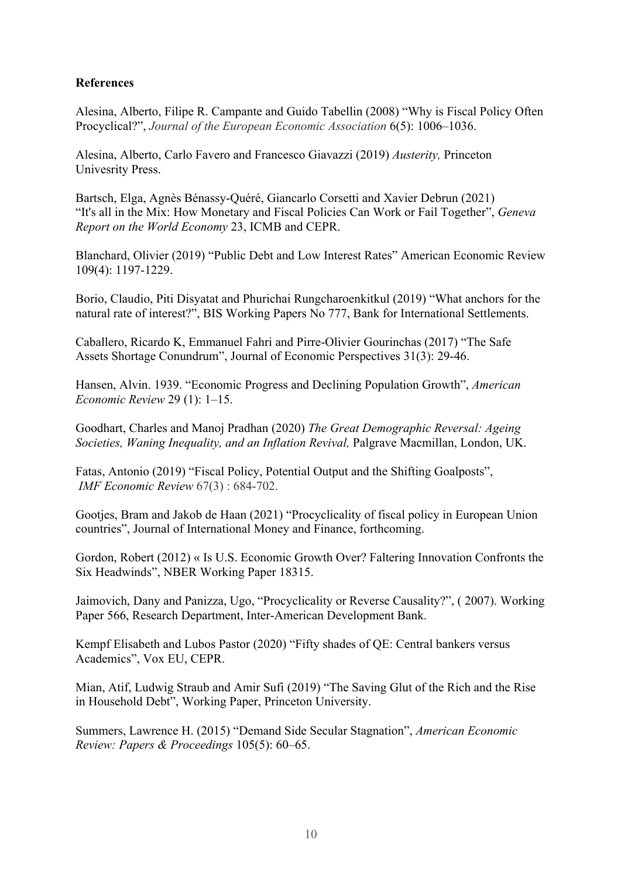**References**

Alesina, Alberto, Filipe R. Campante and Guido Tabellin (2008) "Why is Fiscal Policy Often Procyclical?", *Journal of the European Economic Association* 6(5): 1006–1036.

Alesina, Alberto, Carlo Favero and Francesco Giavazzi (2019) *Austerity,* Princeton Univesrity Press.

Bartsch, Elga, Agnès Bénassy-Quéré, Giancarlo Corsetti and Xavier Debrun (2021) "It's all in the Mix: How Monetary and Fiscal Policies Can Work or Fail Together", *Geneva Report on the World Economy* 23, ICMB and CEPR.

Blanchard, Olivier (2019) "Public Debt and Low Interest Rates" American Economic Review 109(4): 1197-1229.

Borio, Claudio, Piti Disyatat and Phurichai Rungcharoenkitkul (2019) "What anchors for the natural rate of interest?", BIS Working Papers No 777, Bank for International Settlements.

Caballero, Ricardo K, Emmanuel Fahri and Pirre-Olivier Gourinchas (2017) "The Safe Assets Shortage Conundrum", Journal of Economic Perspectives 31(3): 29-46.

Hansen, Alvin. 1939. "Economic Progress and Declining Population Growth", *American Economic Review* 29 (1): 1–15.

Goodhart, Charles and Manoj Pradhan (2020) *The Great Demographic Reversal: Ageing Societies, Waning Inequality, and an Inflation Revival,* Palgrave Macmillan, London, UK.

Fatas, Antonio (2019) "Fiscal Policy, Potential Output and the Shifting Goalposts", *IMF Economic Review* 67(3) : 684-702.

Gootjes, Bram and Jakob de Haan (2021) "Procyclicality of fiscal policy in European Union countries", Journal of International Money and Finance, forthcoming.

Gordon, Robert (2012) « Is U.S. Economic Growth Over? Faltering Innovation Confronts the Six Headwinds", NBER Working Paper 18315.

Jaimovich, Dany and Panizza, Ugo, "Procyclicality or Reverse Causality?", ( 2007). Working Paper 566, Research Department, Inter-American Development Bank.

Kempf Elisabeth and Lubos Pastor (2020) "Fifty shades of QE: Central bankers versus Academics", Vox EU, CEPR.

Mian, Atif, Ludwig Straub and Amir Sufi (2019) "The Saving Glut of the Rich and the Rise in Household Debt", Working Paper, Princeton University.

Summers, Lawrence H. (2015) "Demand Side Secular Stagnation", *American Economic Review: Papers & Proceedings* 105(5): 60–65.